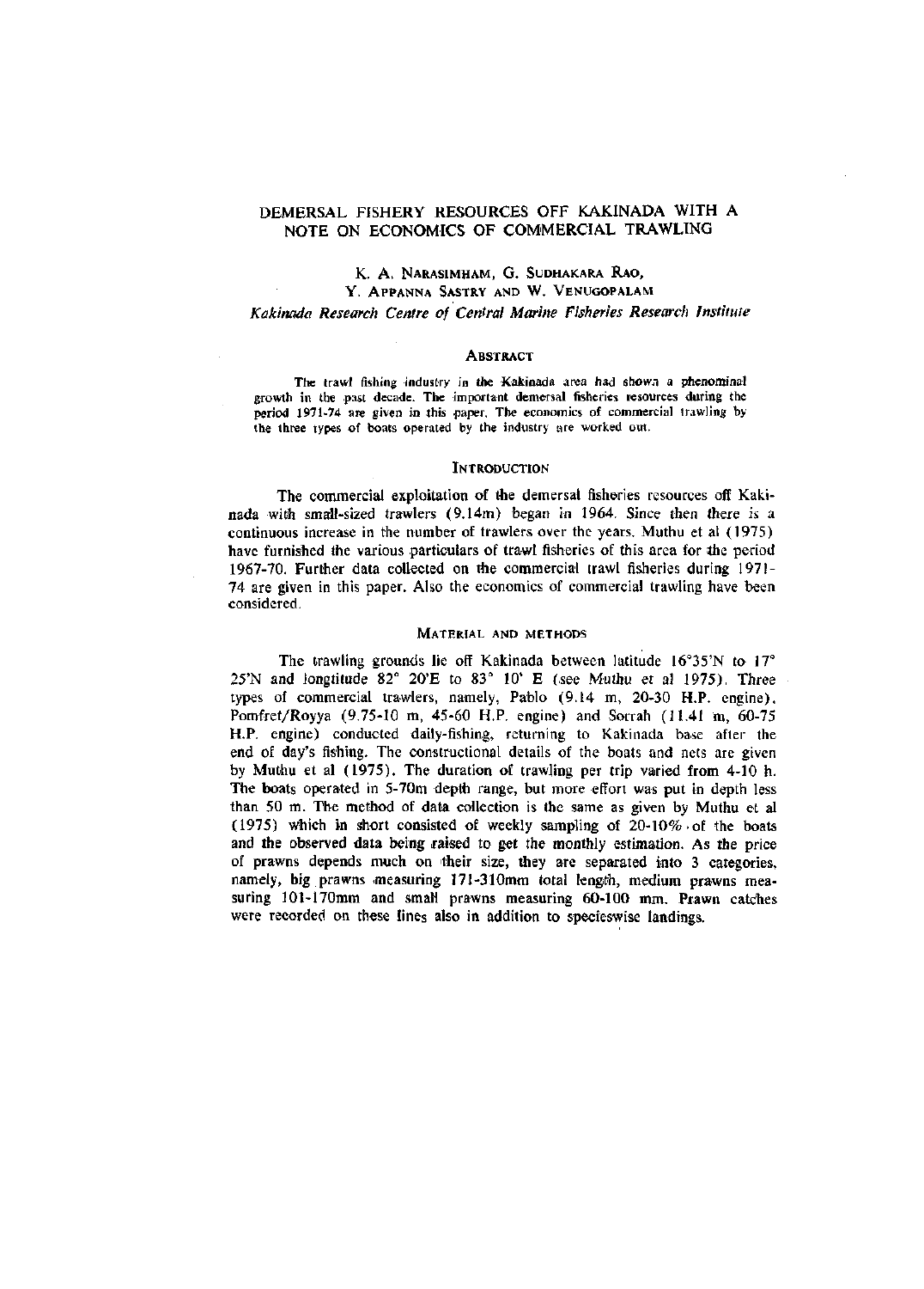# DEMERSAL FISHERY RESOURCES OFF KAKINADA WITH A NOTE ON ECONOMICS OF COMMERCIAL TRAWLING

K. A. NARASIMHAM, G. SUDHAKARA RAO,
Y. APPANNA SASTRY AND W. VENUGOPALAM

*Kakinada Research Centre of Central Marine Fisheries Research Institute*

## ABSTRACT

The trawl fishing industry in the Kakinada area had shown a phenominal growth in the past decade. The important demersal fisheries resources during the period 1971-74 are given in this paper. The economics of commercial trawling by the three types of boats operated by the industry are worked out.

## INTRODUCTION

The commercial exploitation of the demersal fisheries resources off Kakinada with small-sized trawlers (9.14m) began in 1964. Since then there is a continuous increase in the number of trawlers over the years. Muthu et al (1975) have furnished the various particulars of trawl fisheries of this area for the period 1967-70. Further data collected on the commercial trawl fisheries during 1971-74 are given in this paper. Also the economics of commercial trawling have been considered.

## MATERIAL AND METHODS

The trawling grounds lie off Kakinada between latitude 16°35'N to 17° 25'N and longtitude 82° 20'E to 83° 10' E (see Muthu et al 1975). Three types of commercial trawlers, namely, Pablo (9.14 m, 20-30 H.P. engine), Pomfret/Royya (9.75-10 m, 45-60 H.P. engine) and Sorrah (11.41 m, 60-75 H.P. engine) conducted daily-fishing, returning to Kakinada base after the end of day's fishing. The constructional details of the boats and nets are given by Muthu et al (1975). The duration of trawling per trip varied from 4-10 h. The boats operated in 5-70m depth range, but more effort was put in depth less than 50 m. The method of data collection is the same as given by Muthu et al (1975) which in short consisted of weekly sampling of 20-10% of the boats and the observed data being raised to get the monthly estimation. As the price of prawns depends much on their size, they are separated into 3 categories, namely, big prawns measuring 171-310mm total length, medium prawns measuring 101-170mm and small prawns measuring 60-100 mm. Prawn catches were recorded on these lines also in addition to specieswise landings.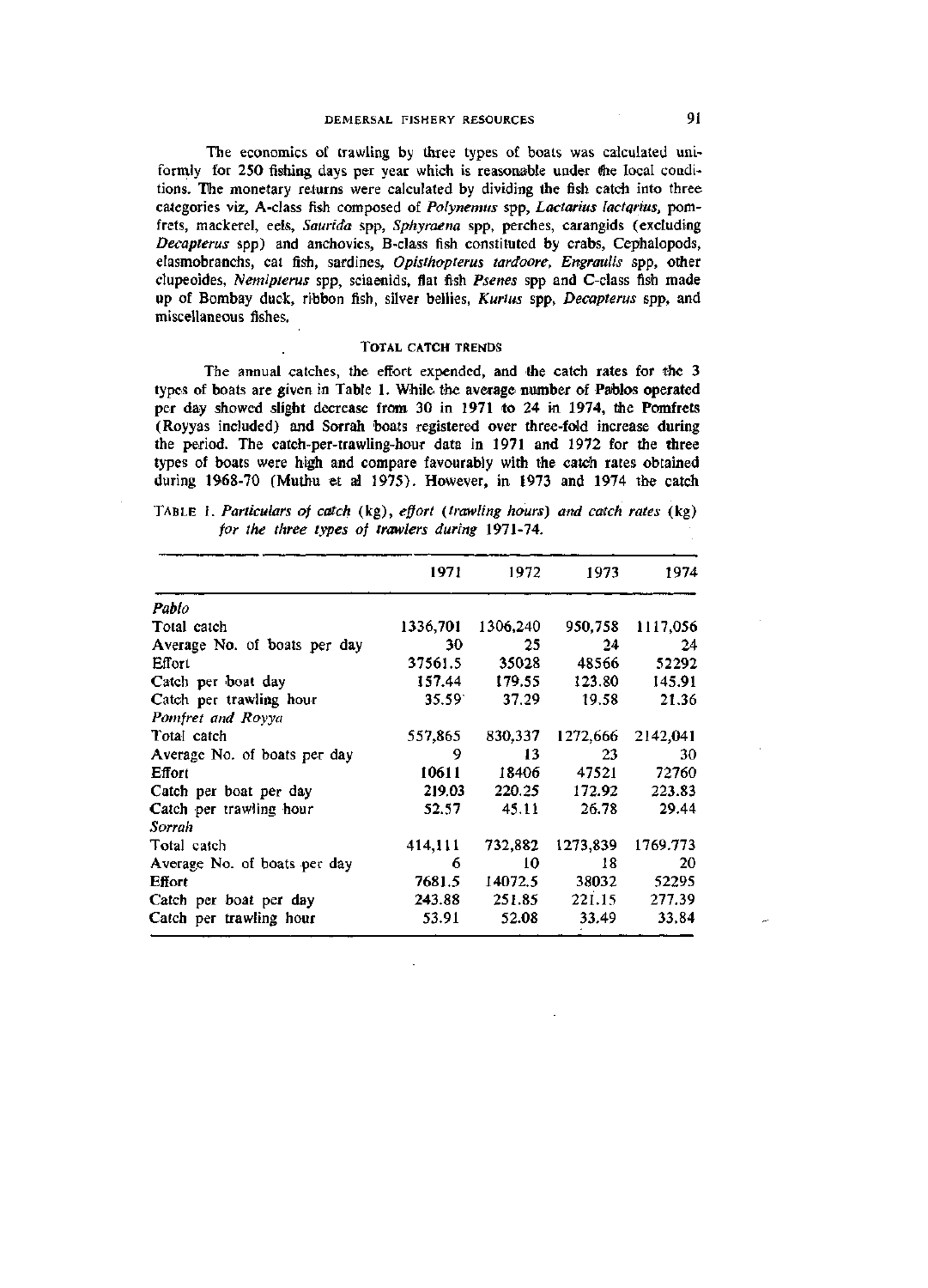The economics of trawling by three types of boats was calculated uniformly for 250 fishing days per year which is reasonable under the local conditions. The monetary returns were calculated by dividing the fish catch into three categories viz, A-class fish composed of *Polynemus* spp, *Lactarius lactarius*, pomfrets, mackerel, eels, *Saurida* spp, *Sphyraena* spp, perches, carangids (excluding *Decapterus* spp) and anchovies, B-class fish constituted by crabs, Cephalopods, elasmobranchs, cat fish, sardines, *Opisthopterus tardoore*, *Engraulis* spp, other clupeoides, *Nemipterus* spp, sciaenids, flat fish *Psenes* spp and C-class fish made up of Bombay duck, ribbon fish, silver bellies, *Kurtus* spp, *Decapterus* spp, and miscellaneous fishes.

## TOTAL CATCH TRENDS

The annual catches, the effort expended, and the catch rates for the 3 types of boats are given in Table 1. While the average number of Pablos operated per day showed slight decrease from 30 in 1971 to 24 in 1974, the Pomfrets (Royyas included) and Sorrah boats registered over three-fold increase during the period. The catch-per-trawling-hour data in 1971 and 1972 for the three types of boats were high and compare favourably with the catch rates obtained during 1968-70 (Muthu et al 1975). However, in 1973 and 1974 the catch

TABLE 1. *Particulars of catch* (kg), *effort* (*trawling hours*) *and catch rates* (kg) *for the three types of trawlers during* 1971-74.

| | 1971 | 1972 | 1973 | 1974 |
|---|---|---|---|---|
| *Pablo* | | | | |
| Total catch | 1336,701 | 1306,240 | 950,758 | 1117,056 |
| Average No. of boats per day | 30 | 25 | 24 | 24 |
| Effort | 37561.5 | 35028 | 48566 | 52292 |
| Catch per boat day | 157.44 | 179.55 | 123.80 | 145.91 |
| Catch per trawling hour | 35.59 | 37.29 | 19.58 | 21.36 |
| *Pomfret and Royya* | | | | |
| Total catch | 557,865 | 830,337 | 1272,666 | 2142,041 |
| Average No. of boats per day | 9 | 13 | 23 | 30 |
| Effort | 10611 | 18406 | 47521 | 72760 |
| Catch per boat per day | 219.03 | 220.25 | 172.92 | 223.83 |
| Catch per trawling hour | 52.57 | 45.11 | 26.78 | 29.44 |
| *Sorrah* | | | | |
| Total catch | 414,111 | 732,882 | 1273,839 | 1769.773 |
| Average No. of boats per day | 6 | 10 | 18 | 20 |
| Effort | 7681.5 | 14072.5 | 38032 | 52295 |
| Catch per boat per day | 243.88 | 251.85 | 221.15 | 277.39 |
| Catch per trawling hour | 53.91 | 52.08 | 33.49 | 33.84 |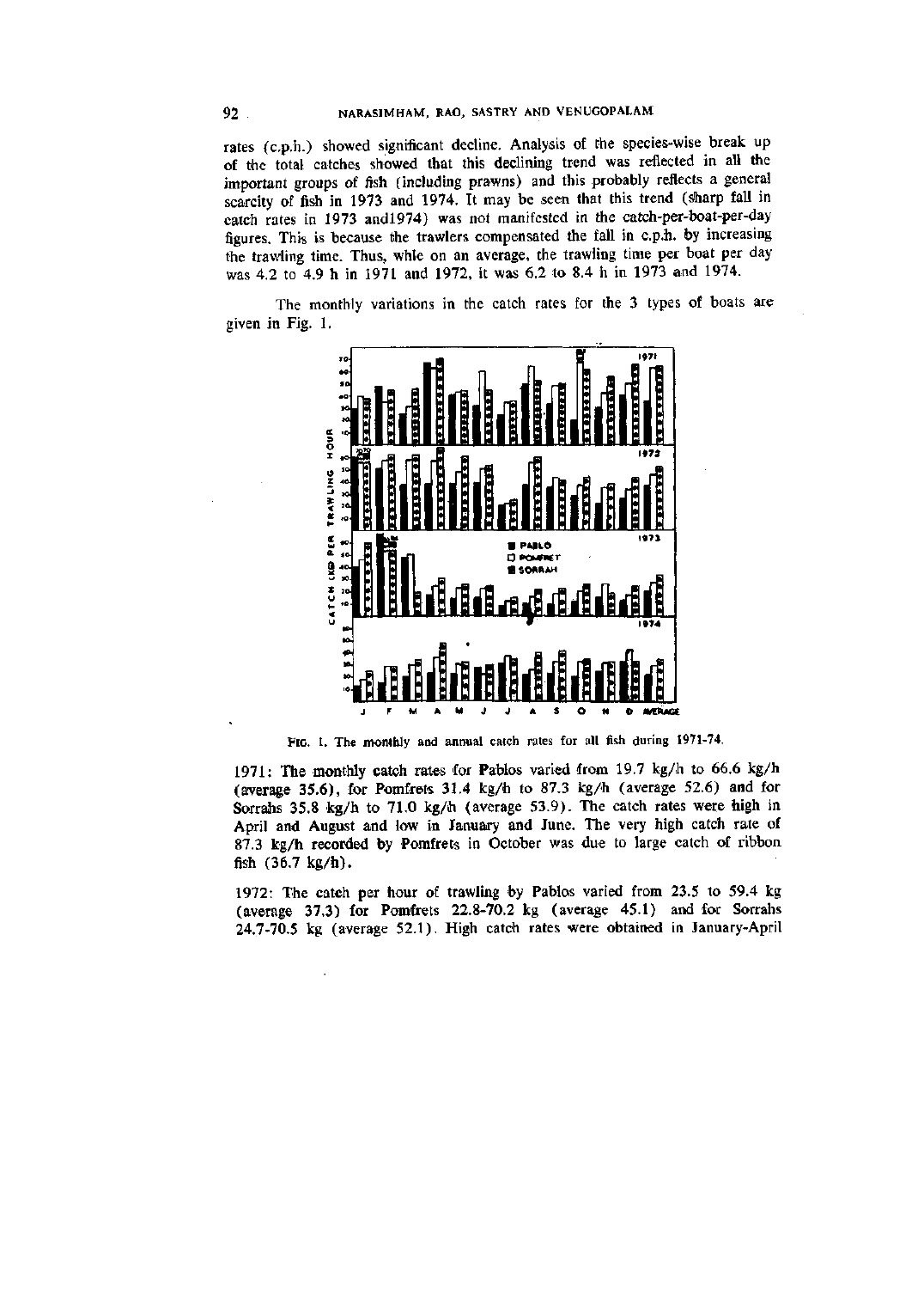rates (c.p.h.) showed significant decline. Analysis of the species-wise break up of the total catches showed that this declining trend was reflected in all the important groups of fish (including prawns) and this probably reflects a general scarcity of fish in 1973 and 1974. It may be seen that this trend (sharp fall in catch rates in 1973 and1974) was not manifested in the catch-per-boat-per-day figures. This is because the trawlers compensated the fall in c.p.h. by increasing the trawling time. Thus, whle on an average, the trawling time per boat per day was 4.2 to 4.9 h in 1971 and 1972, it was 6.2 to 8.4 h in 1973 and 1974.

The monthly variations in the catch rates for the 3 types of boats are given in Fig. 1.

FIG. 1. The monthly and annual catch rates for all fish during 1971-74.

1971: The monthly catch rates for Pablos varied from 19.7 kg/h to 66.6 kg/h (average 35.6), for Pomfrets 31.4 kg/h to 87.3 kg/h (average 52.6) and for Sorrahs 35.8 kg/h to 71.0 kg/h (average 53.9). The catch rates were high in April and August and low in January and June. The very high catch rate of 87.3 kg/h recorded by Pomfrets in October was due to large catch of ribbon fish (36.7 kg/h).

1972: The catch per hour of trawling by Pablos varied from 23.5 to 59.4 kg (average 37.3) for Pomfrets 22.8-70.2 kg (average 45.1) and for Sorrahs 24.7-70.5 kg (average 52.1). High catch rates were obtained in January-April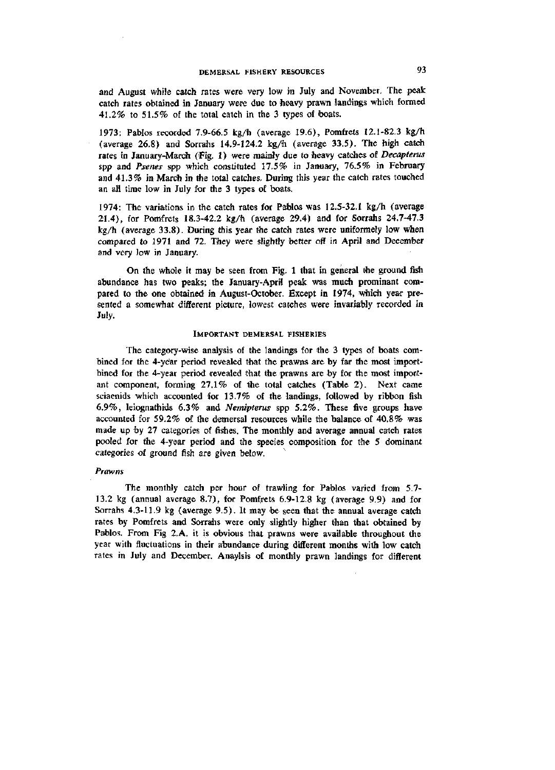and August while catch rates were very low in July and November. The peak catch rates obtained in January were due to heavy prawn landings which formed 41.2% to 51.5% of the total catch in the 3 types of boats.

1973: Pablos recorded 7.9-66.5 kg/h (average 19.6), Pomfrets 12.1-82.3 kg/h (average 26.8) and Sorrahs 14.9-124.2 kg/h (average 33.5). The high catch rates in January-March (Fig. 1) were mainly due to heavy catches of *Decapterus* spp and *Psenes* spp which constituted 17.5% in January, 76.5% in February and 41.3% in March in the total catches. During this year the catch rates touched an all time low in July for the 3 types of boats.

1974: The variations in the catch rates for Pablos was 12.5-32.1 kg/h (average 21.4), for Pomfrets 18.3-42.2 kg/h (average 29.4) and for Sorrahs 24.7-47.3 kg/h (average 33.8). During this year the catch rates were uniformely low when compared to 1971 and 72. They were slightly better off in April and December and very low in January.

On the whole it may be seen from Fig. 1 that in general the ground fish abundance has two peaks; the January-April peak was much prominant compared to the one obtained in August-October. Except in 1974, which year presented a somewhat different picture, lowest catches were invariably recorded in July.

## IMPORTANT DEMERSAL FISHERIES

The category-wise analysis of the landings for the 3 types of boats combined for the 4-year period revealed that the prawns are by far the most importbined for the 4-year period revealed that the prawns are by for the most important component, forming 27.1% of the total catches (Table 2). Next came sciaenids which accounted for 13.7% of the landings, followed by ribbon fish 6.9%, leiognathids 6.3% and *Nemipterus* spp 5.2%. These five groups have accounted for 59.2% of the demersal resources while the balance of 40.8% was made up by 27 categories of fishes. The monthly and average annual catch rates pooled for the 4-year period and the species composition for the 5 dominant categories of ground fish are given below.

### *Prawns*

The monthly catch per hour of trawling for Pablos varied from 5.7-13.2 kg (annual average 8.7), for Pomfrets 6.9-12.8 kg (average 9.9) and for Sorrahs 4.3-11.9 kg (average 9.5). It may be seen that the annual average catch rates by Pomfrets and Sorrahs were only slightly higher than that obtained by Pablos. From Fig 2.A. it is obvious that prawns were available throughout the year with fluctuations in their abundance during different months with low catch rates in July and December. Anaylsis of monthly prawn landings for different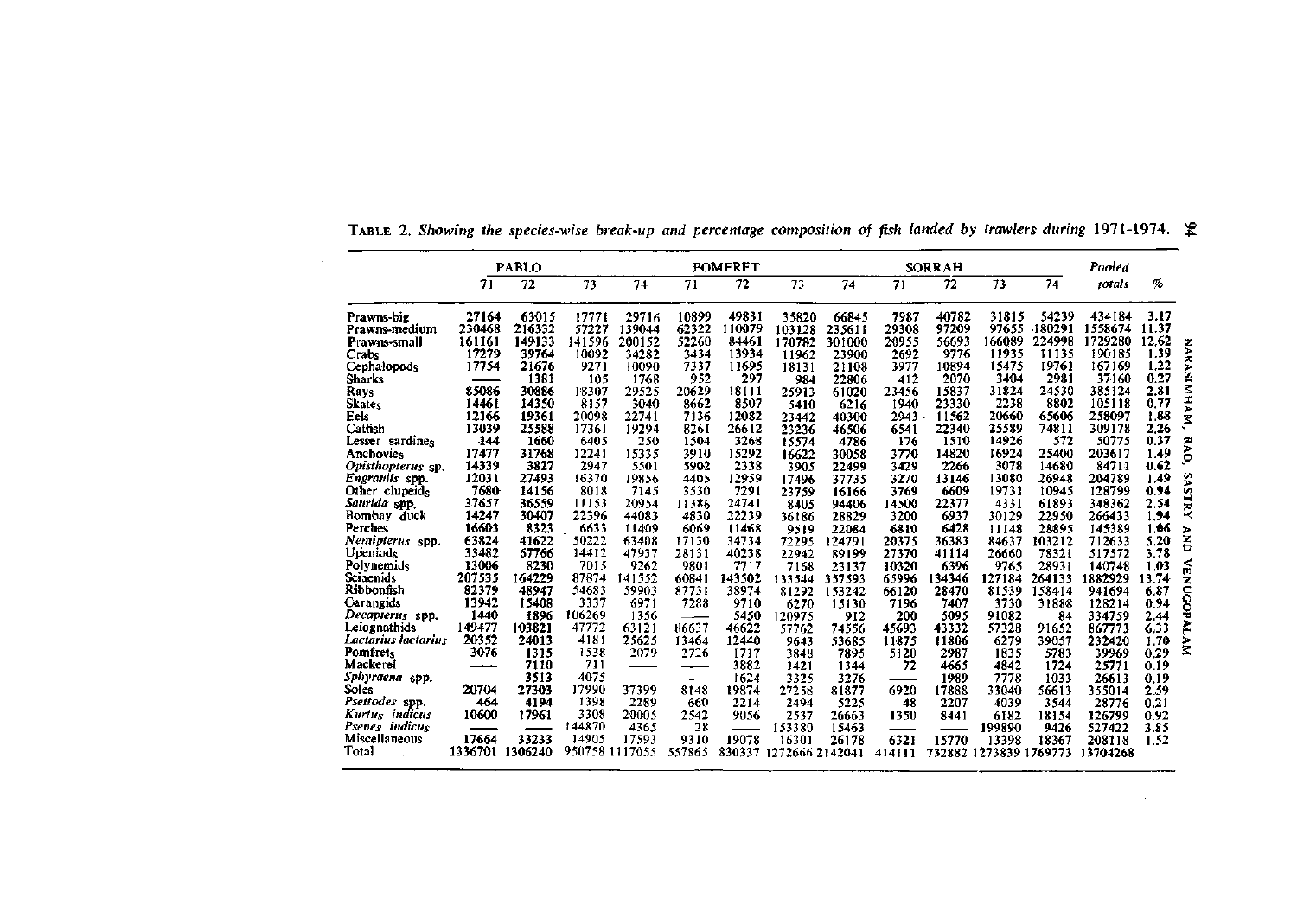TABLE 2. *Showing the species-wise break-up and percentage composition of fish landed by trawlers during 1971-1974.*

| | PABLO | | | | POMFRET | | | | SORRAH | | | | *Pooled totals* | % |
|---|---|---|---|---|---|---|---|---|---|---|---|---|---|---|
| | 71 | 72 | 73 | 74 | 71 | 72 | 73 | 74 | 71 | 72 | 73 | 74 | | |
| Prawns-big | 27164 | 63015 | 17771 | 29716 | 10899 | 49831 | 35820 | 66845 | 7987 | 40782 | 31815 | 54239 | 434184 | 3.17 |
| Prawns-medium | 230468 | 216332 | 57227 | 139044 | 62322 | 110079 | 103128 | 235611 | 29308 | 97209 | 97655 | 180291 | 1558674 | 11.37 |
| Prawns-small | 161161 | 149133 | 141596 | 200152 | 52260 | 84461 | 170782 | 301000 | 20955 | 56693 | 166089 | 224998 | 1729280 | 12.62 |
| Crabs | 17279 | 39764 | 10092 | 34282 | 3434 | 13934 | 11962 | 23900 | 2692 | 9776 | 11935 | 11135 | 190185 | 1.39 |
| Cephalopods | 17754 | 21676 | 9271 | 10090 | 7337 | 11695 | 18131 | 21108 | 3977 | 10894 | 15475 | 19761 | 167169 | 1.22 |
| Sharks | —— | 1381 | 105 | 1768 | 952 | 297 | 984 | 22806 | 412 | 2070 | 3404 | 2981 | 37160 | 0.27 |
| Rays | 85086 | 30886 | 18307 | 29525 | 20629 | 18111 | 25913 | 61020 | 23456 | 15837 | 31824 | 24530 | 385124 | 2.81 |
| Skates | 14461 | 14350 | 8157 | 3040 | 8662 | 8507 | 5410 | 6216 | 1940 | 23330 | 2238 | 8802 | 105118 | 0.77 |
| Eels | 12166 | 19361 | 20098 | 22741 | 7136 | 12082 | 23442 | 40300 | 2943 | 11562 | 20660 | 65606 | 258097 | 1.88 |
| Catfish | 13039 | 25588 | 17361 | 19294 | 8261 | 26612 | 23236 | 46506 | 6541 | 22340 | 25589 | 74811 | 309178 | 2.26 |
| Lesser sardines | 144 | 1660 | 6405 | 250 | 1504 | 3268 | 15574 | 4786 | 176 | 1510 | 14926 | 572 | 50775 | 0.37 |
| Anchovies | 17477 | 31768 | 12241 | 15335 | 3910 | 15292 | 16622 | 30058 | 3770 | 14820 | 16924 | 25400 | 203617 | 1.49 |
| *Opisthopterus* sp. | 14339 | 3827 | 2947 | 5501 | 5902 | 2338 | 3905 | 22499 | 3429 | 2266 | 3078 | 14680 | 84711 | 0.62 |
| *Engraulis* spp. | 12031 | 27493 | 16370 | 19856 | 4405 | 12959 | 17496 | 37735 | 3270 | 13146 | 13080 | 26948 | 204789 | 1.49 |
| Other clupeids | 7680 | 14156 | 8018 | 7145 | 3530 | 7291 | 23759 | 16166 | 3769 | 6609 | 19731 | 10945 | 128799 | 0.94 |
| *Saurida* spp. | 37657 | 36559 | 11153 | 20954 | 11386 | 24741 | 8405 | 94406 | 14500 | 22377 | 4331 | 61893 | 348362 | 2.54 |
| Bombay duck | 14247 | 30407 | 22396 | 44083 | 4830 | 22239 | 36186 | 28829 | 3200 | 6937 | 30129 | 22950 | 266433 | 1.94 |
| Perches | 16603 | 8323 | 6633 | 11409 | 6069 | 11468 | 9519 | 22084 | 6810 | 6428 | 11148 | 28895 | 145389 | 1.06 |
| *Nemipterus* spp. | 63824 | 41622 | 50222 | 63408 | 17130 | 34734 | 72295 | 124791 | 20375 | 36383 | 84637 | 103212 | 712633 | 5.20 |
| Upeniods | 33482 | 67766 | 14412 | 47937 | 28131 | 40238 | 22942 | 89199 | 27370 | 41114 | 26660 | 78321 | 517572 | 3.78 |
| Polynemids | 13006 | 8230 | 7015 | 9262 | 9801 | 7717 | 7168 | 23137 | 10320 | 6396 | 9765 | 28931 | 140748 | 1.03 |
| Sciaenids | 207535 | 164229 | 87874 | 141552 | 60841 | 143502 | 133544 | 357593 | 65996 | 134346 | 127184 | 264133 | 1882929 | 13.74 |
| Ribbonfish | 82379 | 48947 | 54683 | 59903 | 87731 | 38974 | 81292 | 153242 | 66120 | 28470 | 81539 | 158414 | 941694 | 6.87 |
| Carangids | 13942 | 15408 | 3337 | 6971 | 7288 | 9710 | 6270 | 15130 | 7196 | 7407 | 3730 | 31888 | 128214 | 0.94 |
| *Decapterus* spp. | 1440 | 1896 | 106269 | 1356 | —— | 5450 | 120975 | 912 | 200 | 5095 | 91082 | 84 | 334759 | 2.44 |
| Leiognathids | 149477 | 103821 | 47772 | 63121 | 86637 | 46622 | 57762 | 74556 | 45693 | 43332 | 57328 | 91652 | 867773 | 6.33 |
| *Lactarius lactarius* | 20352 | 24013 | 4181 | 25625 | 13464 | 12440 | 9643 | 53685 | 11875 | 11806 | 6279 | 39057 | 232420 | 1.70 |
| Pomfrets | 3076 | 1315 | 1538 | 2079 | 2726 | 1717 | 3848 | 7895 | 5120 | 2987 | 1835 | 5783 | 39969 | 0.29 |
| Mackerel | —— | 7110 | 711 | —— | —— | 3882 | 1421 | 1344 | 72 | 4665 | 4842 | 1724 | 25771 | 0.19 |
| *Sphyraena* spp. | —— | 3513 | 4075 | —— | —— | 1624 | 3325 | 3276 | —— | 1989 | 7778 | 1033 | 26613 | 0.19 |
| Soles | 20704 | 27503 | 17990 | 37399 | 8148 | 19874 | 27258 | 81877 | 6920 | 17888 | 33040 | 56613 | 355014 | 2.59 |
| *Psettodes* spp. | 464 | 4194 | 1398 | 2289 | 660 | 2214 | 2494 | 5225 | 48 | 2207 | 4039 | 3544 | 28776 | 0.21 |
| *Kurtus indicus* | 10600 | 17961 | 3308 | 20005 | 2542 | 9056 | 2537 | 26663 | 1350 | 8441 | 6182 | 18154 | 126799 | 0.92 |
| *Psenes indicus* | —— | —— | 144870 | 4365 | 28 | —— | 153380 | 15463 | —— | —— | 199890 | 9426 | 527422 | 3.85 |
| Miscellaneous | 17664 | 33233 | 14905 | 17593 | 9310 | 19078 | 16301 | 26178 | 6321 | 15770 | 13398 | 18367 | 208118 | 1.52 |
| Total | 1336701 | 1306240 | 950758 | 1117055 | 557865 | 830337 | 1272666 | 2142041 | 414111 | 732882 | 1273839 | 1769773 | 13704268 | |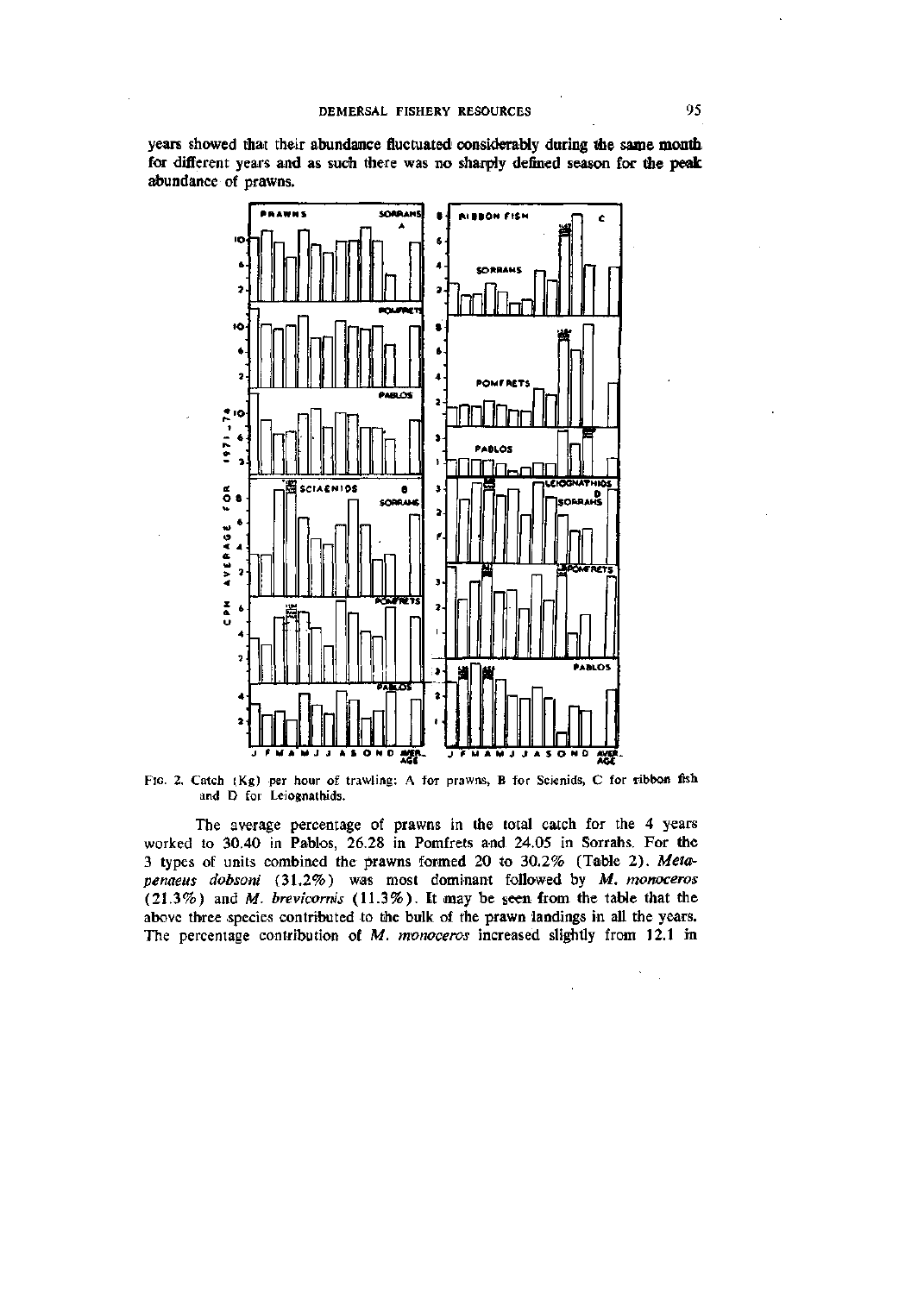years showed that their abundance fluctuated considerably during the same month for different years and as such there was no sharply defined season for the peak abundance of prawns.

FIG. 2. Catch (Kg) per hour of trawling: A for prawns, B for Scienids, C for ribbon fish and D for Leiognathids.

The average percentage of prawns in the total catch for the 4 years worked to 30.40 in Pablos, 26.28 in Pomfrets and 24.05 in Sorrahs. For the 3 types of units combined the prawns formed 20 to 30.2% (Table 2). *Metapenaeus dobsoni* (31.2%) was most dominant followed by *M. monoceros* (21.3%) and *M. brevicornis* (11.3%). It may be seen from the table that the above three species contributed to the bulk of the prawn landings in all the years. The percentage contribution of *M. monoceros* increased slightly from 12.1 in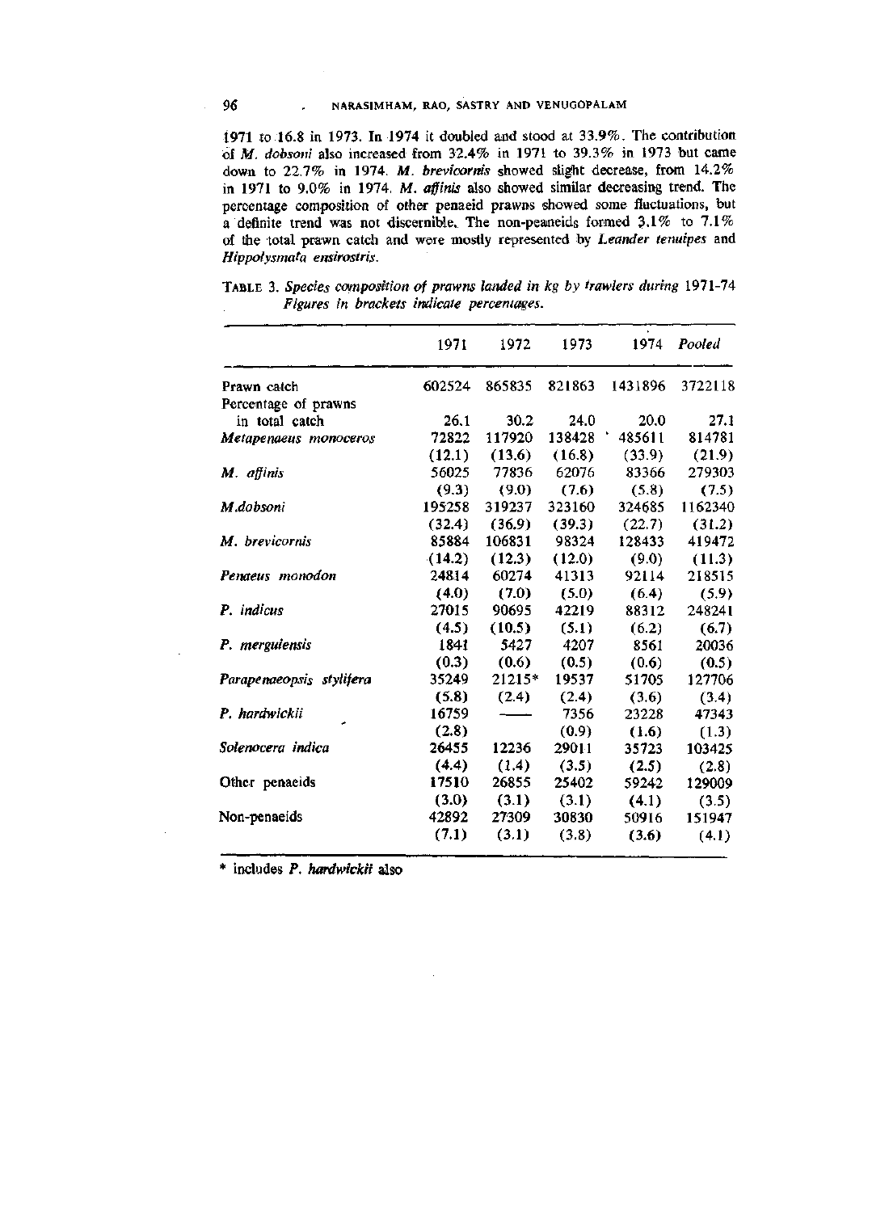1971 to 16.8 in 1973. In 1974 it doubled and stood at 33.9%. The contribution of *M. dobsoni* also increased from 32.4% in 1971 to 39.3% in 1973 but came down to 22.7% in 1974. *M. brevicornis* showed slight decrease, from 14.2% in 1971 to 9.0% in 1974. *M. affinis* also showed similar decreasing trend. The percentage composition of other penaeid prawns showed some fluctuations, but a definite trend was not discernible. The non-peaneids formed 3.1% to 7.1% of the total prawn catch and were mostly represented by *Leander tenuipes* and *Hippolysmata ensirostris*.

TABLE 3. *Species composition of prawns landed in kg by trawlers during* 1971-74 *Figures in brackets indicate percentages.*

| | 1971 | 1972 | 1973 | 1974 | *Pooled* |
|---|---|---|---|---|---|
| Prawn catch | 602524 | 865835 | 821863 | 1431896 | 3722118 |
| Percentage of prawns in total catch | 26.1 | 30.2 | 24.0 | 20.0 | 27.1 |
| *Metapenaeus monoceros* | 72822 | 117920 | 138428 | 485611 | 814781 |
| | (12.1) | (13.6) | (16.8) | (33.9) | (21.9) |
| *M. affinis* | 56025 | 77836 | 62076 | 83366 | 279303 |
| | (9.3) | (9.0) | (7.6) | (5.8) | (7.5) |
| *M.dobsoni* | 195258 | 319237 | 323160 | 324685 | 1162340 |
| | (32.4) | (36.9) | (39.3) | (22.7) | (31.2) |
| *M. brevicornis* | 85884 | 106831 | 98324 | 128433 | 419472 |
| | (14.2) | (12.3) | (12.0) | (9.0) | (11.3) |
| *Penaeus monodon* | 24814 | 60274 | 41313 | 92114 | 218515 |
| | (4.0) | (7.0) | (5.0) | (6.4) | (5.9) |
| *P. indicus* | 27015 | 90695 | 42219 | 88312 | 248241 |
| | (4.5) | (10.5) | (5.1) | (6.2) | (6.7) |
| *P. merguiensis* | 1841 | 5427 | 4207 | 8561 | 20036 |
| | (0.3) | (0.6) | (0.5) | (0.6) | (0.5) |
| *Parapenaeopsis stylifera* | 35249 | 21215* | 19537 | 51705 | 127706 |
| | (5.8) | (2.4) | (2.4) | (3.6) | (3.4) |
| *P. hardwickii* | 16759 | —— | 7356 | 23228 | 47343 |
| | (2.8) | | (0.9) | (1.6) | (1.3) |
| *Solenocera indica* | 26455 | 12236 | 29011 | 35723 | 103425 |
| | (4.4) | (1.4) | (3.5) | (2.5) | (2.8) |
| Other penaeids | 17510 | 26855 | 25402 | 59242 | 129009 |
| | (3.0) | (3.1) | (3.1) | (4.1) | (3.5) |
| Non-penaeids | 42892 | 27309 | 30830 | 50916 | 151947 |
| | (7.1) | (3.1) | (3.8) | (3.6) | (4.1) |

\* includes *P. hardwickii* also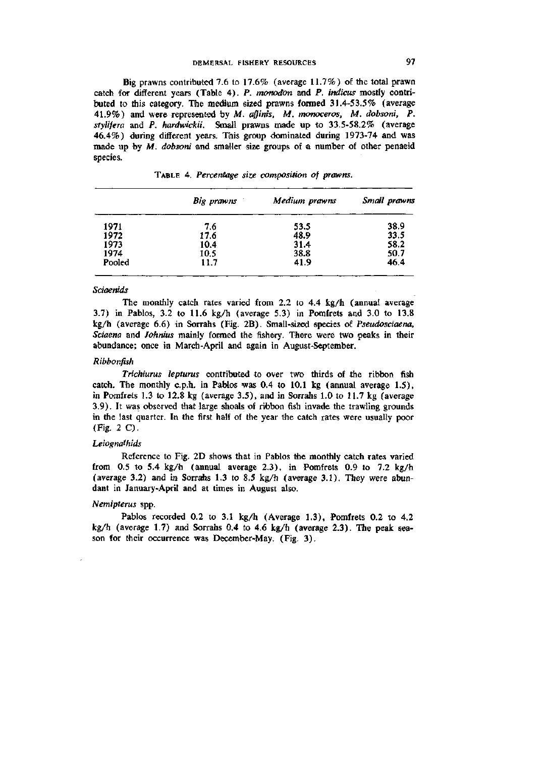Big prawns contributed 7.6 to 17.6% (average 11.7%) of the total prawn catch for different years (Table 4). *P. monodon* and *P. indicus* mostly contributed to this category. The medium sized prawns formed 31.4-53.5% (average 41.9%) and were represented by *M. affinis, M. monoceros, M. dobsoni, P. stylifera* and *P. hardwickii.* Small prawns made up to 33.5-58.2% (average 46.4%) during different years. This group dominated during 1973-74 and was made up by *M. dobsoni* and smaller size groups of a number of other penaeid species.

TABLE 4. *Percentage size composition of prawns.*

| | *Big prawns* | *Medium prawns* | *Small prawns* |
|---|---|---|---|
| 1971 | 7.6 | 53.5 | 38.9 |
| 1972 | 17.6 | 48.9 | 33.5 |
| 1973 | 10.4 | 31.4 | 58.2 |
| 1974 | 10.5 | 38.8 | 50.7 |
| Pooled | 11.7 | 41.9 | 46.4 |

### *Sciaenids*

The monthly catch rates varied from 2.2 to 4.4 kg/h (annual average 3.7) in Pablos, 3.2 to 11.6 kg/h (average 5.3) in Pomfrets and 3.0 to 13.8 kg/h (average 6.6) in Sorrahs (Fig. 2B). Small-sized species of *Pseudosciaena, Sciaena* and *Johnius* mainly formed the fishery. There were two peaks in their abundance; once in March-April and again in August-September.

### *Ribbonfish*

*Trichiurus lepturus* contributed to over two thirds of the ribbon fish catch. The monthly c.p.h. in Pablos was 0.4 to 10.1 kg (annual average 1.5), in Pomfrets 1.3 to 12.8 kg (average 3.5), and in Sorrahs 1.0 to 11.7 kg (average 3.9). It was observed that large shoals of ribbon fish invade the trawling grounds in the last quarter. In the first half of the year the catch rates were usually poor (Fig. 2 C).

### *Leiognathids*

Reference to Fig. 2D shows that in Pablos the monthly catch rates varied from 0.5 to 5.4 kg/h (annual average 2.3), in Pomfrets 0.9 to 7.2 kg/h (average 3.2) and in Sorrahs 1.3 to 8.5 kg/h (average 3.1). They were abundant in January-April and at times in August also.

### *Nemipterus* spp.

Pablos recorded 0.2 to 3.1 kg/h (Average 1.3), Pomfrets 0.2 to 4.2 kg/h (average 1.7) and Sorrahs 0.4 to 4.6 kg/h (average 2.3). The peak season for their occurrence was December-May. (Fig. 3).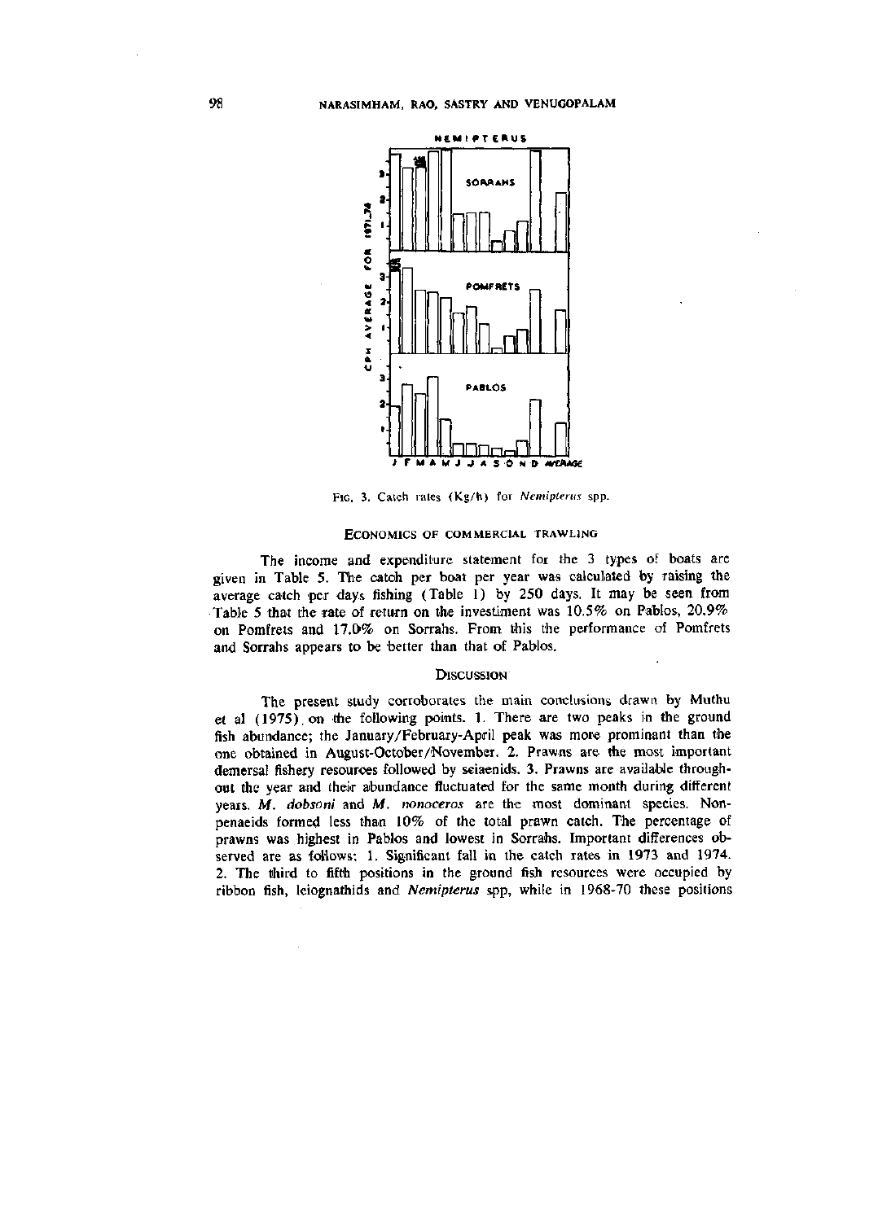FIG. 3. Catch rates (Kg/h) for *Nemipterus* spp.

## ECONOMICS OF COMMERCIAL TRAWLING

The income and expenditure statement for the 3 types of boats are given in Table 5. The catch per boat per year was calculated by raising the average catch per days fishing (Table 1) by 250 days. It may be seen from Table 5 that the rate of return on the investiment was 10.5% on Pablos, 20.9% on Pomfrets and 17.0% on Sorrahs. From this the performance of Pomfrets and Sorrahs appears to be better than that of Pablos.

## DISCUSSION

The present study corroborates the main conclusions drawn by Muthu et al (1975) on the following points. 1. There are two peaks in the ground fish abundance; the January/February-April peak was more prominant than the one obtained in August-October/November. 2. Prawns are the most important demersal fishery resources followed by sciaenids. 3. Prawns are available throughout the year and their abundance fluctuated for the same month during different years. *M. dobsoni* and *M. monoceros* are the most dominant species. Non-penaeids formed less than 10% of the total prawn catch. The percentage of prawns was highest in Pablos and lowest in Sorrahs. Important differences observed are as follows: 1. Significant fall in the catch rates in 1973 and 1974. 2. The third to fifth positions in the ground fish resources were occupied by ribbon fish, leiognathids and *Nemipterus* spp, while in 1968-70 these positions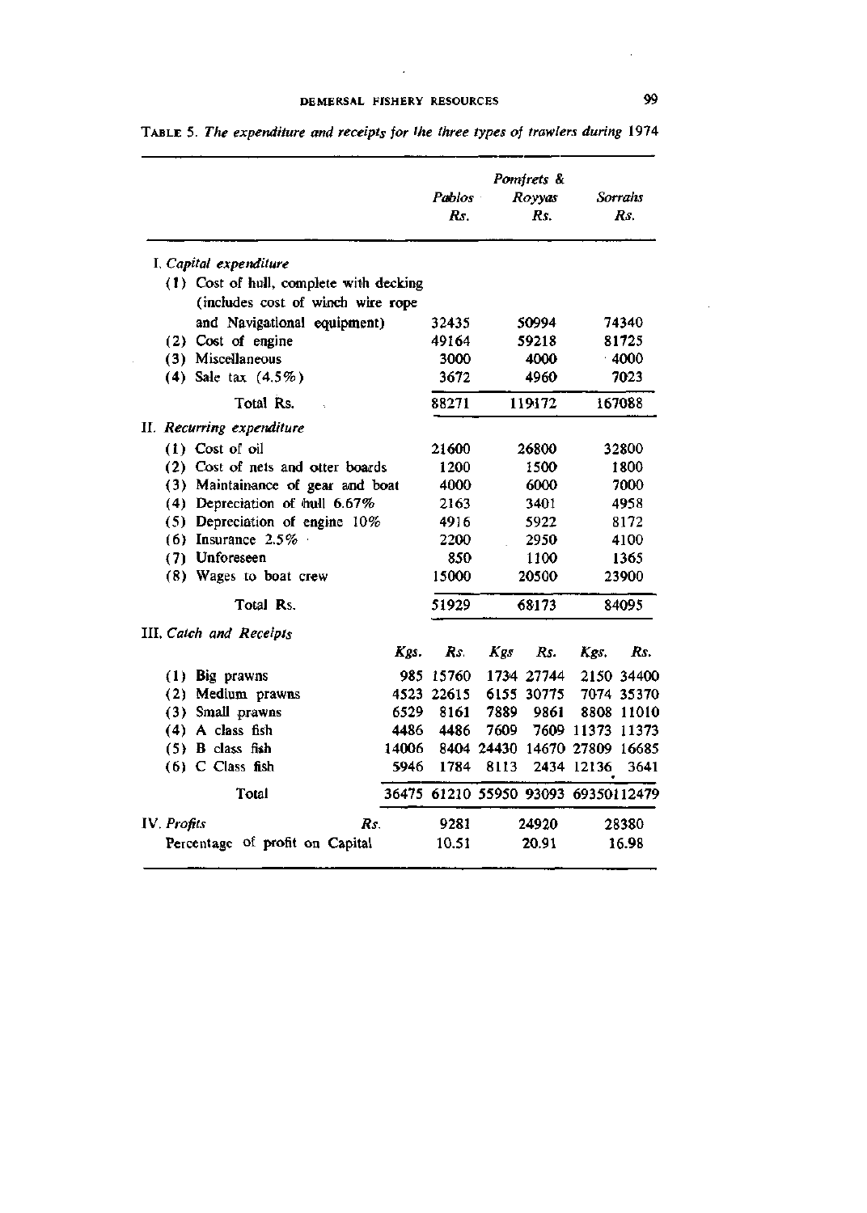TABLE 5. *The expenditure and receipts for the three types of trawlers during* 1974

| | | *Pablos* Rs. | | *Pomfrets & Royyas* Rs. | | *Sorrahs* Rs. |
|---|---|---|---|---|---|---|
| I. *Capital expenditure* | | | | | | |
| (1) Cost of hull, complete with decking (includes cost of winch wire rope and Navigational equipment) | | 32435 | | 50994 | | 74340 |
| (2) Cost of engine | | 49164 | | 59218 | | 81725 |
| (3) Miscellaneous | | 3000 | | 4000 | | 4000 |
| (4) Sale tax (4.5%) | | 3672 | | 4960 | | 7023 |
| Total Rs. | | 88271 | | 119172 | | 167088 |
| II. *Recurring expenditure* | | | | | | |
| (1) Cost of oil | | 21600 | | 26800 | | 32800 |
| (2) Cost of nets and otter boards | | 1200 | | 1500 | | 1800 |
| (3) Maintainance of gear and boat | | 4000 | | 6000 | | 7000 |
| (4) Depreciation of hull 6.67% | | 2163 | | 3401 | | 4958 |
| (5) Depreciation of engine 10% | | 4916 | | 5922 | | 8172 |
| (6) Insurance 2.5% | | 2200 | | 2950 | | 4100 |
| (7) Unforeseen | | 850 | | 1100 | | 1365 |
| (8) Wages to boat crew | | 15000 | | 20500 | | 23900 |
| Total Rs. | | 51929 | | 68173 | | 84095 |
| III. *Catch and Receipts* | *Kgs.* | *Rs.* | *Kgs* | *Rs.* | *Kgs.* | *Rs.* |
| (1) Big prawns | 985 | 15760 | 1734 | 27744 | 2150 | 34400 |
| (2) Medium prawns | 4523 | 22615 | 6155 | 30775 | 7074 | 35370 |
| (3) Small prawns | 6529 | 8161 | 7889 | 9861 | 8808 | 11010 |
| (4) A class fish | 4486 | 4486 | 7609 | 7609 | 11373 | 11373 |
| (5) B class fish | 14006 | 8404 | 24430 | 14670 | 27809 | 16685 |
| (6) C Class fish | 5946 | 1784 | 8113 | 2434 | 12136 | 3641 |
| Total | 36475 | 61210 | 55950 | 93093 | 69350 | 112479 |
| IV. *Profits* Rs. | | 9281 | | 24920 | | 28380 |
| Percentage of profit on Capital | | 10.51 | | 20.91 | | 16.98 |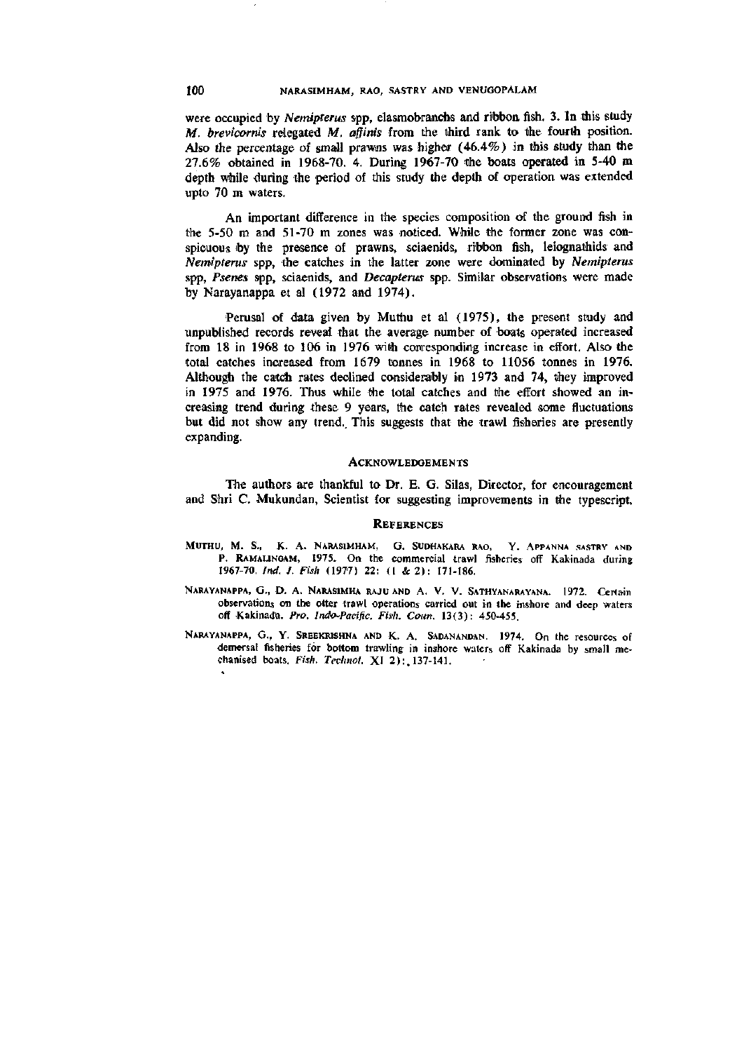were occupied by *Nemipterus* spp, elasmobranchs and ribbon fish. 3. In this study *M. brevicornis* relegated *M. affinis* from the third rank to the fourth position. Also the percentage of small prawns was higher (46.4%) in this study than the 27.6% obtained in 1968-70. 4. During 1967-70 the boats operated in 5-40 m depth while during the period of this study the depth of operation was extended upto 70 m waters.

An important difference in the species composition of the ground fish in the 5-50 m and 51-70 m zones was noticed. While the former zone was conspicuous by the presence of prawns, sciaenids, ribbon fish, leiognathids and *Nemipterus* spp, the catches in the latter zone were dominated by *Nemipterus* spp, *Psenes* spp, sciaenids, and *Decapterus* spp. Similar observations were made by Narayanappa et al (1972 and 1974).

Perusal of data given by Muthu et al (1975), the present study and unpublished records reveal that the average number of boats operated increased from 18 in 1968 to 106 in 1976 with corresponding increase in effort. Also the total catches increased from 1679 tonnes in 1968 to 11056 tonnes in 1976. Although the catch rates declined considerably in 1973 and 74, they improved in 1975 and 1976. Thus while the total catches and the effort showed an increasing trend during these 9 years, the catch rates revealed some fluctuations but did not show any trend. This suggests that the trawl fisheries are presently expanding.

## ACKNOWLEDGEMENTS

The authors are thankful to Dr. E. G. Silas, Director, for encouragement and Shri C. Mukundan, Scientist for suggesting improvements in the typescript.

## REFERENCES

MUTHU, M. S., K. A. NARASIMHAM, G. SUDHAKARA RAO, Y. APPANNA SASTRY AND P. RAMALINGAM, 1975. On the commercial trawl fisheries off Kakinada during 1967-70. *Ind. J. Fish* (1977) 22: (1 & 2): 171-186.

NARAYANAPPA, G., D. A. NARASIMHA RAJU AND A. V. V. SATHYANARAYANA. 1972. Certain observations on the otter trawl operations carried out in the inshore and deep waters off Kakinada. *Pro. Indo-Pacific. Fish. Coun.* 13(3): 450-455.

NARAYANAPPA, G., Y. SREEKRISHNA AND K. A. SADANANDAN. 1974. On the resources of demersal fisheries for bottom trawling in inshore waters off Kakinada by small mechanised boats. *Fish. Technol.* XI 2): 137-141.